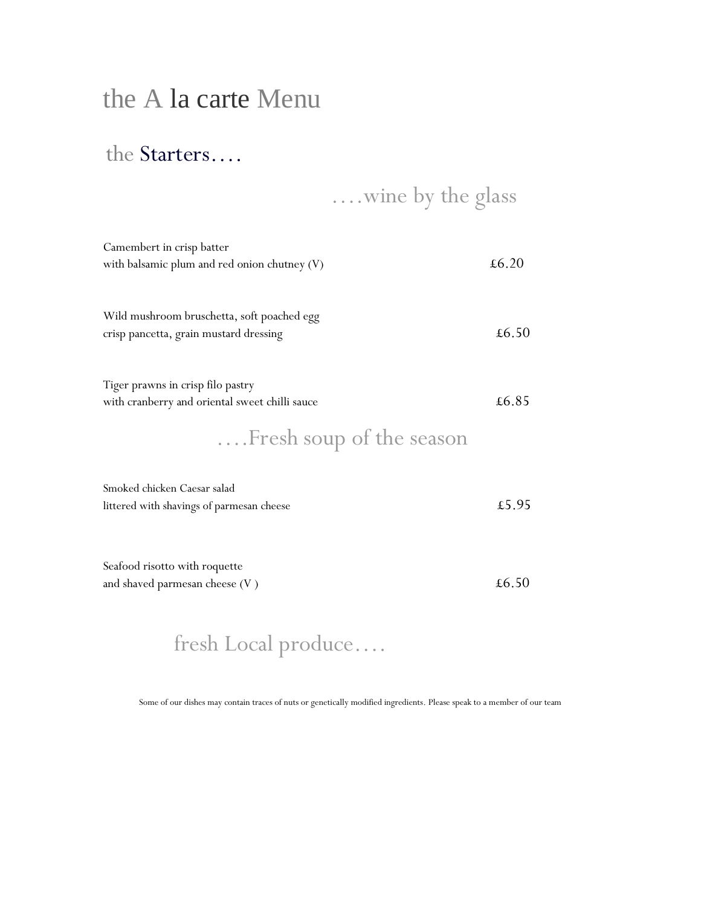# the A la carte Menu

## the Starters….

….wine by the glass

Camembert in crisp batter
with balsamic plum and red onion chutney (V) £6.20

Wild mushroom bruschetta, soft poached egg
crisp pancetta, grain mustard dressing £6.50

Tiger prawns in crisp filo pastry
with cranberry and oriental sweet chilli sauce £6.85

….Fresh soup of the season

Smoked chicken Caesar salad
littered with shavings of parmesan cheese £5.95

Seafood risotto with roquette
and shaved parmesan cheese (V ) £6.50

fresh Local produce….

Some of our dishes may contain traces of nuts or genetically modified ingredients. Please speak to a member of our team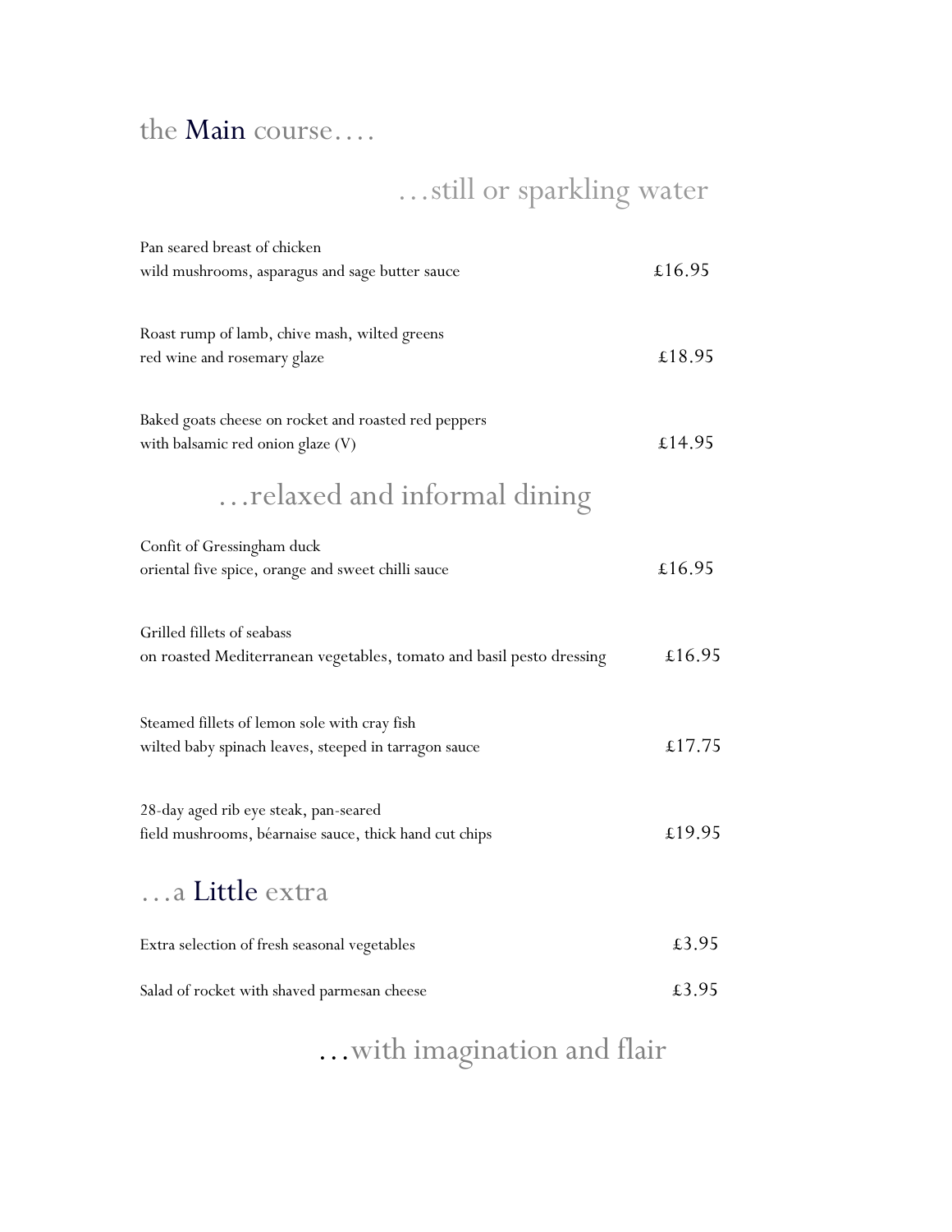# the Main course….

## …still or sparkling water

| Dish | Price |
| --- | --- |
| Pan seared breast of chicken<br>wild mushrooms, asparagus and sage butter sauce | £16.95 |
| Roast rump of lamb, chive mash, wilted greens<br>red wine and rosemary glaze | £18.95 |
| Baked goats cheese on rocket and roasted red peppers<br>with balsamic red onion glaze (V) | £14.95 |

## …relaxed and informal dining

| Dish | Price |
| --- | --- |
| Confit of Gressingham duck<br>oriental five spice, orange and sweet chilli sauce | £16.95 |
| Grilled fillets of seabass<br>on roasted Mediterranean vegetables, tomato and basil pesto dressing | £16.95 |
| Steamed fillets of lemon sole with cray fish<br>wilted baby spinach leaves, steeped in tarragon sauce | £17.75 |
| 28-day aged rib eye steak, pan-seared<br>field mushrooms, béarnaise sauce, thick hand cut chips | £19.95 |

## …a Little extra

| Dish | Price |
| --- | --- |
| Extra selection of fresh seasonal vegetables | £3.95 |
| Salad of rocket with shaved parmesan cheese | £3.95 |

## …with imagination and flair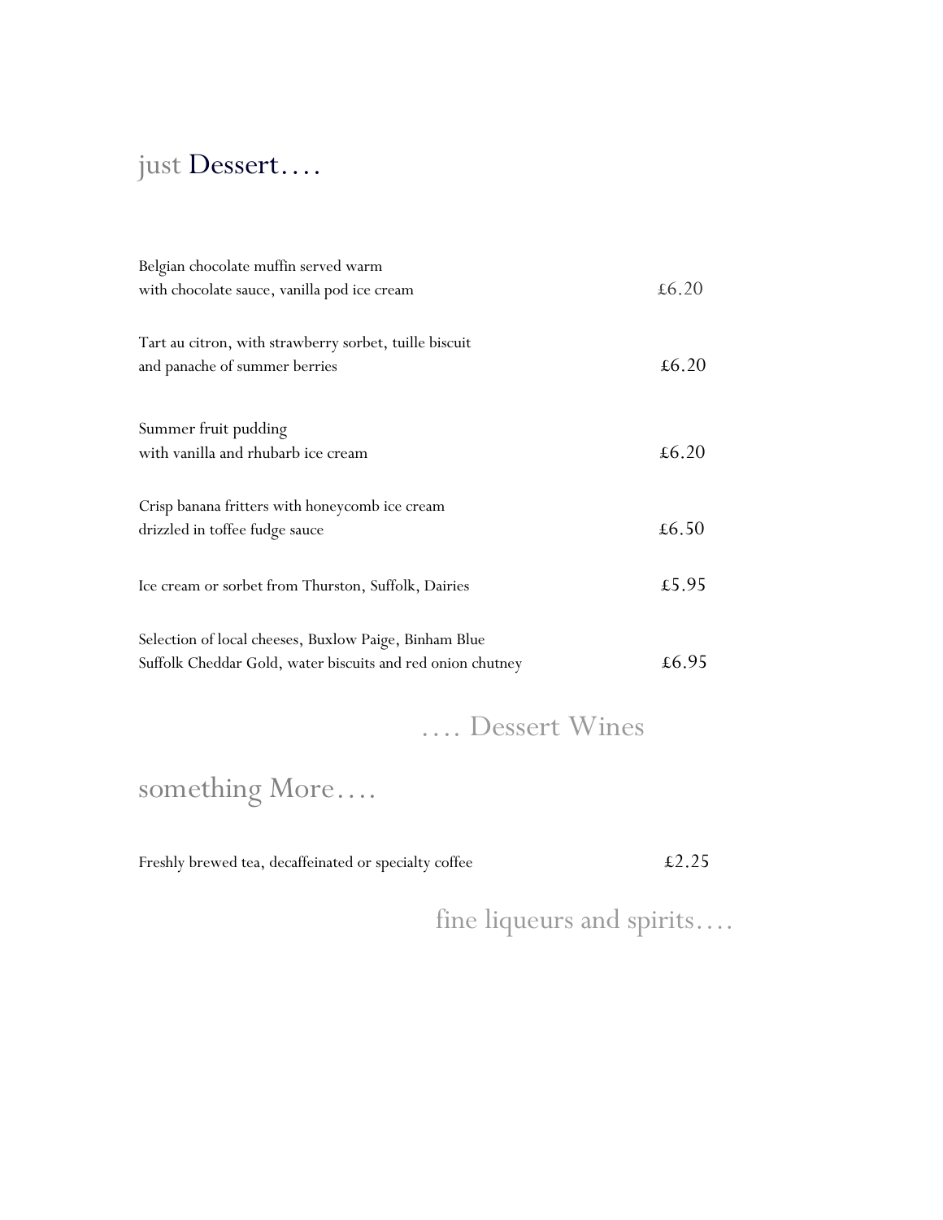## just Dessert….

Belgian chocolate muffin served warm
with chocolate sauce, vanilla pod ice cream £6.20

Tart au citron, with strawberry sorbet, tuille biscuit
and panache of summer berries £6.20

Summer fruit pudding
with vanilla and rhubarb ice cream £6.20

Crisp banana fritters with honeycomb ice cream
drizzled in toffee fudge sauce £6.50

Ice cream or sorbet from Thurston, Suffolk, Dairies £5.95

Selection of local cheeses, Buxlow Paige, Binham Blue
Suffolk Cheddar Gold, water biscuits and red onion chutney £6.95

## …. Dessert Wines

## something More….

Freshly brewed tea, decaffeinated or specialty coffee £2.25

## fine liqueurs and spirits….